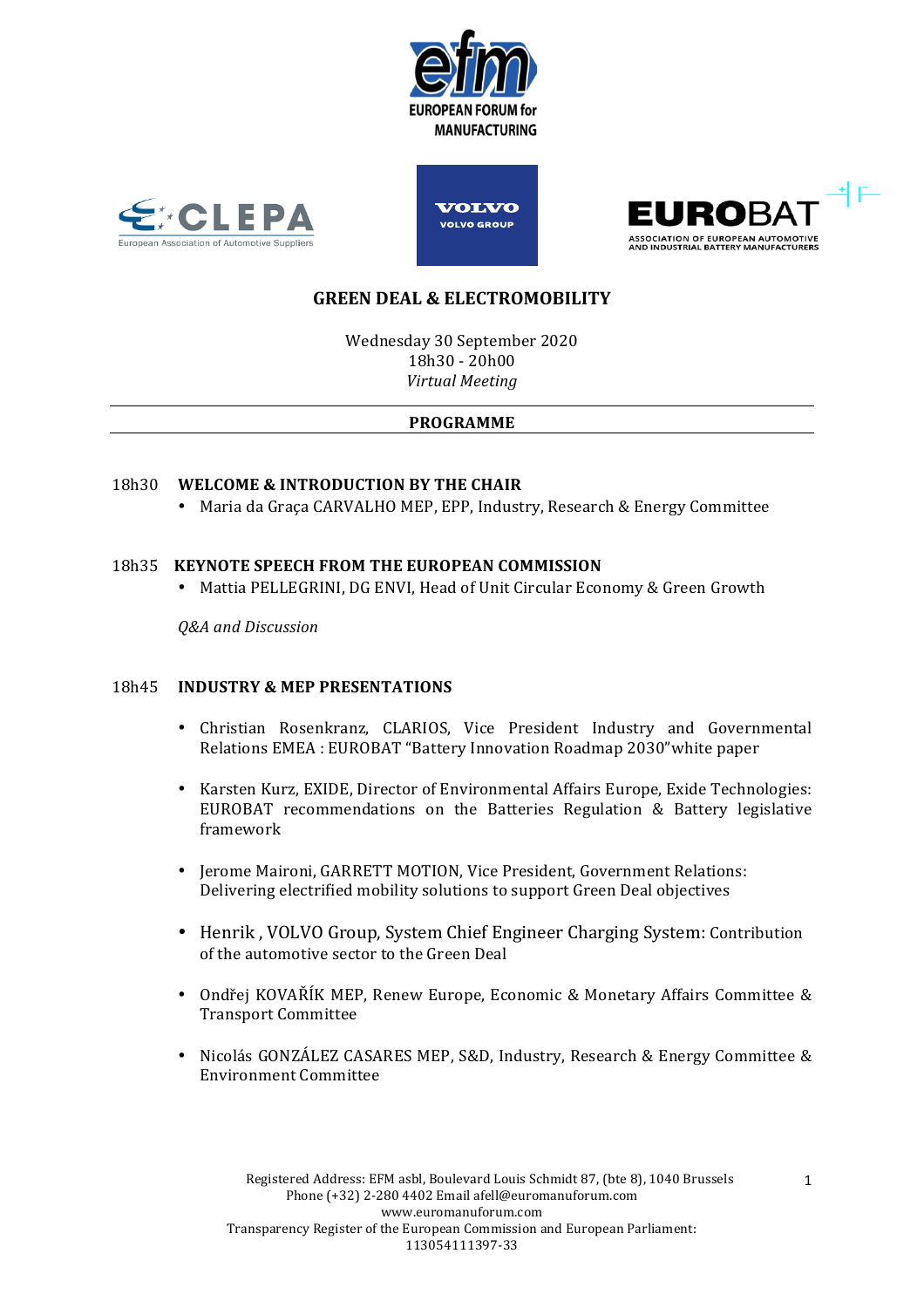# GREEN DEAL & ELECTROMOBILITY

Wednesday 30 September 2020
18h30 - 20h00
*Virtual Meeting*

---

**PROGRAMME**

---

18h30 **WELCOME & INTRODUCTION BY THE CHAIR**

- Maria da Graça CARVALHO MEP, EPP, Industry, Research & Energy Committee

18h35 **KEYNOTE SPEECH FROM THE EUROPEAN COMMISSION**

- Mattia PELLEGRINI, DG ENVI, Head of Unit Circular Economy & Green Growth

*Q&A and Discussion*

18h45 **INDUSTRY & MEP PRESENTATIONS**

- Christian Rosenkranz, CLARIOS, Vice President Industry and Governmental Relations EMEA : EUROBAT "Battery Innovation Roadmap 2030"white paper
- Karsten Kurz, EXIDE, Director of Environmental Affairs Europe, Exide Technologies: EUROBAT recommendations on the Batteries Regulation & Battery legislative framework
- Jerome Maironi, GARRETT MOTION, Vice President, Government Relations: Delivering electrified mobility solutions to support Green Deal objectives
- Henrik , VOLVO Group, System Chief Engineer Charging System: Contribution of the automotive sector to the Green Deal
- Ondřej KOVAŘÍK MEP, Renew Europe, Economic & Monetary Affairs Committee & Transport Committee
- Nicolás GONZÁLEZ CASARES MEP, S&D, Industry, Research & Energy Committee & Environment Committee

Registered Address: EFM asbl, Boulevard Louis Schmidt 87, (bte 8), 1040 Brussels
Phone (+32) 2-280 4402 Email afell@euromanuforum.com
www.euromanuforum.com
Transparency Register of the European Commission and European Parliament:
113054111397-33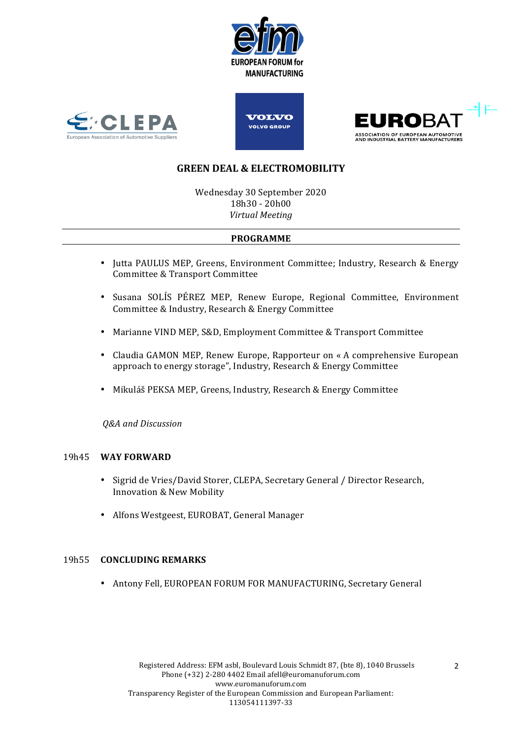EUROPEAN FORUM for MANUFACTURING

CLEPA European Association of Automotive Suppliers

VOLVO GROUP

EUROBAT ASSOCIATION OF EUROPEAN AUTOMOTIVE AND INDUSTRIAL BATTERY MANUFACTURERS

## GREEN DEAL & ELECTROMOBILITY

Wednesday 30 September 2020
18h30 - 20h00
*Virtual Meeting*

---

**PROGRAMME**

---

- Jutta PAULUS MEP, Greens, Environment Committee; Industry, Research & Energy Committee & Transport Committee
- Susana SOLÍS PÉREZ MEP, Renew Europe, Regional Committee, Environment Committee & Industry, Research & Energy Committee
- Marianne VIND MEP, S&D, Employment Committee & Transport Committee
- Claudia GAMON MEP, Renew Europe, Rapporteur on « A comprehensive European approach to energy storage", Industry, Research & Energy Committee
- Mikuláš PEKSA MEP, Greens, Industry, Research & Energy Committee

*Q&A and Discussion*

19h45 **WAY FORWARD**

- Sigrid de Vries/David Storer, CLEPA, Secretary General / Director Research, Innovation & New Mobility
- Alfons Westgeest, EUROBAT, General Manager

19h55 **CONCLUDING REMARKS**

- Antony Fell, EUROPEAN FORUM FOR MANUFACTURING, Secretary General

Registered Address: EFM asbl, Boulevard Louis Schmidt 87, (bte 8), 1040 Brussels
Phone (+32) 2-280 4402 Email afell@euromanuforum.com
www.euromanuforum.com
Transparency Register of the European Commission and European Parliament:
113054111397-33